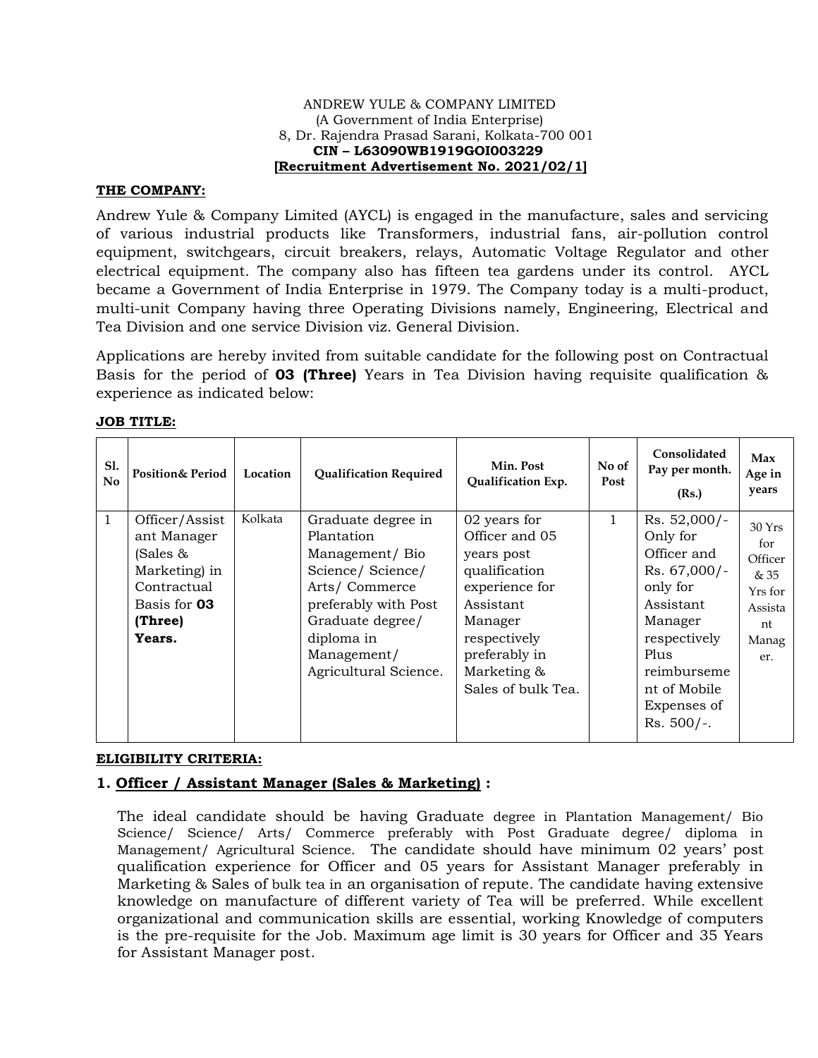ANDREW YULE & COMPANY LIMITED
(A Government of India Enterprise)
8, Dr. Rajendra Prasad Sarani, Kolkata-700 001
**CIN – L63090WB1919GOI003229**
**[Recruitment Advertisement No. 2021/02/1]**

**THE COMPANY:**

Andrew Yule & Company Limited (AYCL) is engaged in the manufacture, sales and servicing of various industrial products like Transformers, industrial fans, air-pollution control equipment, switchgears, circuit breakers, relays, Automatic Voltage Regulator and other electrical equipment. The company also has fifteen tea gardens under its control. AYCL became a Government of India Enterprise in 1979. The Company today is a multi-product, multi-unit Company having three Operating Divisions namely, Engineering, Electrical and Tea Division and one service Division viz. General Division.

Applications are hereby invited from suitable candidate for the following post on Contractual Basis for the period of **03 (Three)** Years in Tea Division having requisite qualification & experience as indicated below:

**JOB TITLE:**

| Sl. No | Position& Period | Location | Qualification Required | Min. Post Qualification Exp. | No of Post | Consolidated Pay per month. (Rs.) | Max Age in years |
|---|---|---|---|---|---|---|---|
| 1 | Officer/Assistant Manager (Sales & Marketing) in Contractual Basis for **03 (Three) Years.** | Kolkata | Graduate degree in Plantation Management/ Bio Science/ Science/ Arts/ Commerce preferably with Post Graduate degree/ diploma in Management/ Agricultural Science. | 02 years for Officer and 05 years post qualification experience for Assistant Manager respectively preferably in Marketing & Sales of bulk Tea. | 1 | Rs. 52,000/- Only for Officer and Rs. 67,000/- only for Assistant Manager respectively Plus reimbursement of Mobile Expenses of Rs. 500/-. | 30 Yrs for Officer & 35 Yrs for Assistant Manager. |

**ELIGIBILITY CRITERIA:**

**1. Officer / Assistant Manager (Sales & Marketing) :**

The ideal candidate should be having Graduate degree in Plantation Management/ Bio Science/ Science/ Arts/ Commerce preferably with Post Graduate degree/ diploma in Management/ Agricultural Science. The candidate should have minimum 02 years' post qualification experience for Officer and 05 years for Assistant Manager preferably in Marketing & Sales of bulk tea in an organisation of repute. The candidate having extensive knowledge on manufacture of different variety of Tea will be preferred. While excellent organizational and communication skills are essential, working Knowledge of computers is the pre-requisite for the Job. Maximum age limit is 30 years for Officer and 35 Years for Assistant Manager post.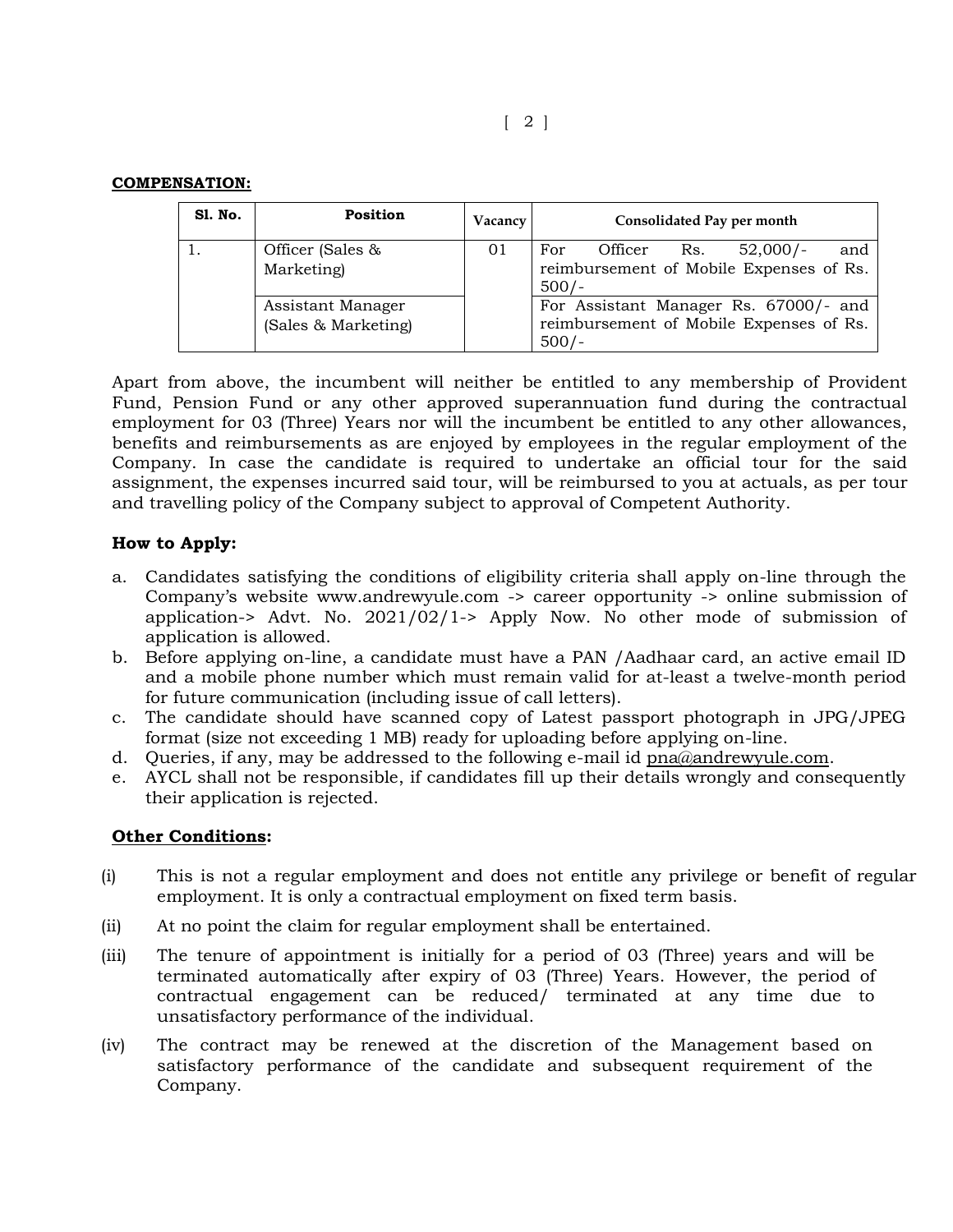**COMPENSATION:**

| Sl. No. | Position | Vacancy | Consolidated Pay per month |
|---|---|---|---|
| 1. | Officer (Sales & Marketing) | 01 | For Officer Rs. 52,000/- and reimbursement of Mobile Expenses of Rs. 500/- |
| | Assistant Manager (Sales & Marketing) | | For Assistant Manager Rs. 67000/- and reimbursement of Mobile Expenses of Rs. 500/- |

Apart from above, the incumbent will neither be entitled to any membership of Provident Fund, Pension Fund or any other approved superannuation fund during the contractual employment for 03 (Three) Years nor will the incumbent be entitled to any other allowances, benefits and reimbursements as are enjoyed by employees in the regular employment of the Company. In case the candidate is required to undertake an official tour for the said assignment, the expenses incurred said tour, will be reimbursed to you at actuals, as per tour and travelling policy of the Company subject to approval of Competent Authority.

**How to Apply:**

a. Candidates satisfying the conditions of eligibility criteria shall apply on-line through the Company's website www.andrewyule.com -> career opportunity -> online submission of application-> Advt. No. 2021/02/1-> Apply Now. No other mode of submission of application is allowed.
b. Before applying on-line, a candidate must have a PAN /Aadhaar card, an active email ID and a mobile phone number which must remain valid for at-least a twelve-month period for future communication (including issue of call letters).
c. The candidate should have scanned copy of Latest passport photograph in JPG/JPEG format (size not exceeding 1 MB) ready for uploading before applying on-line.
d. Queries, if any, may be addressed to the following e-mail id pna@andrewyule.com.
e. AYCL shall not be responsible, if candidates fill up their details wrongly and consequently their application is rejected.

**Other Conditions:**

(i) This is not a regular employment and does not entitle any privilege or benefit of regular employment. It is only a contractual employment on fixed term basis.

(ii) At no point the claim for regular employment shall be entertained.

(iii) The tenure of appointment is initially for a period of 03 (Three) years and will be terminated automatically after expiry of 03 (Three) Years. However, the period of contractual engagement can be reduced/ terminated at any time due to unsatisfactory performance of the individual.

(iv) The contract may be renewed at the discretion of the Management based on satisfactory performance of the candidate and subsequent requirement of the Company.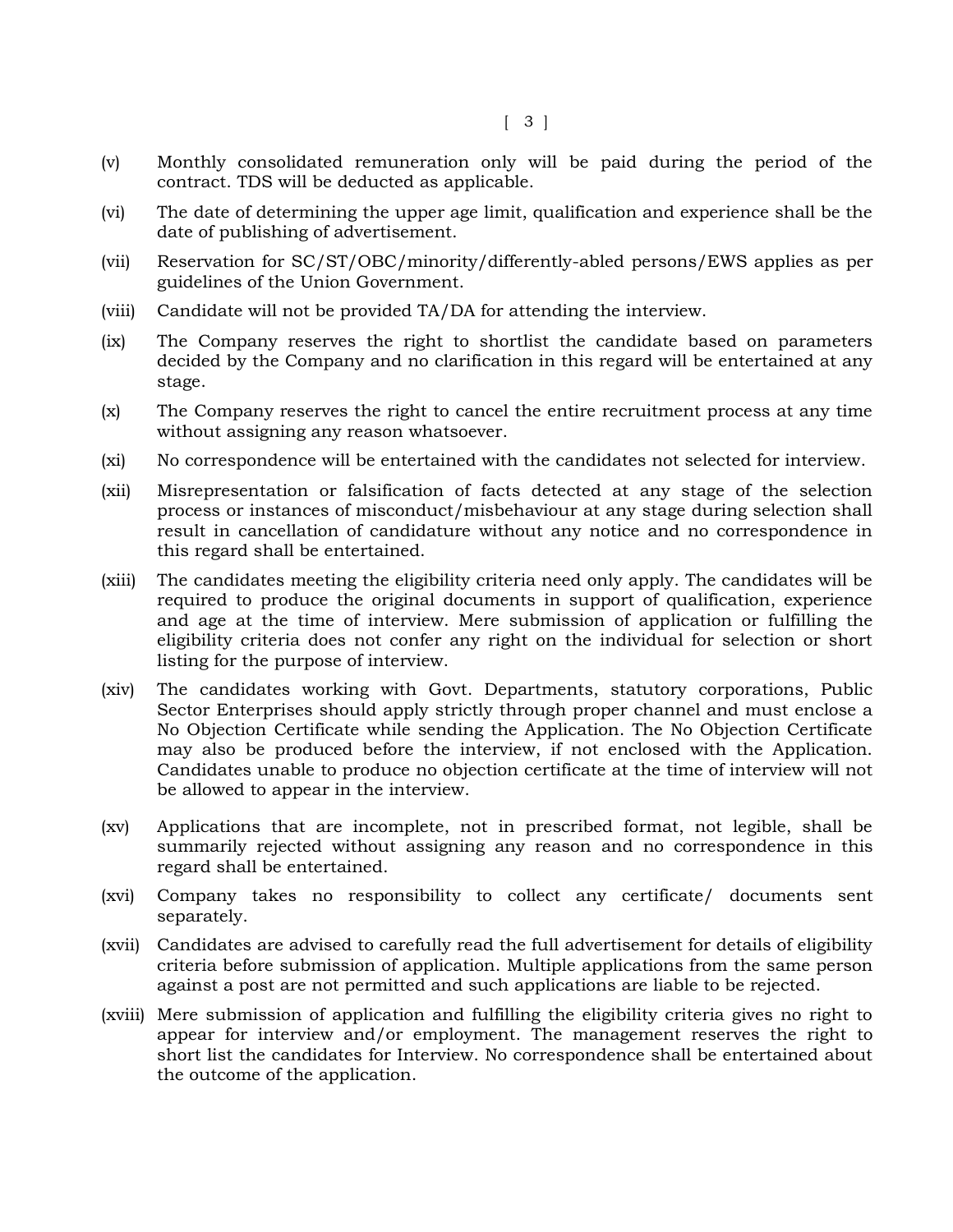(v) Monthly consolidated remuneration only will be paid during the period of the contract. TDS will be deducted as applicable.

(vi) The date of determining the upper age limit, qualification and experience shall be the date of publishing of advertisement.

(vii) Reservation for SC/ST/OBC/minority/differently-abled persons/EWS applies as per guidelines of the Union Government.

(viii) Candidate will not be provided TA/DA for attending the interview.

(ix) The Company reserves the right to shortlist the candidate based on parameters decided by the Company and no clarification in this regard will be entertained at any stage.

(x) The Company reserves the right to cancel the entire recruitment process at any time without assigning any reason whatsoever.

(xi) No correspondence will be entertained with the candidates not selected for interview.

(xii) Misrepresentation or falsification of facts detected at any stage of the selection process or instances of misconduct/misbehaviour at any stage during selection shall result in cancellation of candidature without any notice and no correspondence in this regard shall be entertained.

(xiii) The candidates meeting the eligibility criteria need only apply. The candidates will be required to produce the original documents in support of qualification, experience and age at the time of interview. Mere submission of application or fulfilling the eligibility criteria does not confer any right on the individual for selection or short listing for the purpose of interview.

(xiv) The candidates working with Govt. Departments, statutory corporations, Public Sector Enterprises should apply strictly through proper channel and must enclose a No Objection Certificate while sending the Application. The No Objection Certificate may also be produced before the interview, if not enclosed with the Application. Candidates unable to produce no objection certificate at the time of interview will not be allowed to appear in the interview.

(xv) Applications that are incomplete, not in prescribed format, not legible, shall be summarily rejected without assigning any reason and no correspondence in this regard shall be entertained.

(xvi) Company takes no responsibility to collect any certificate/ documents sent separately.

(xvii) Candidates are advised to carefully read the full advertisement for details of eligibility criteria before submission of application. Multiple applications from the same person against a post are not permitted and such applications are liable to be rejected.

(xviii) Mere submission of application and fulfilling the eligibility criteria gives no right to appear for interview and/or employment. The management reserves the right to short list the candidates for Interview. No correspondence shall be entertained about the outcome of the application.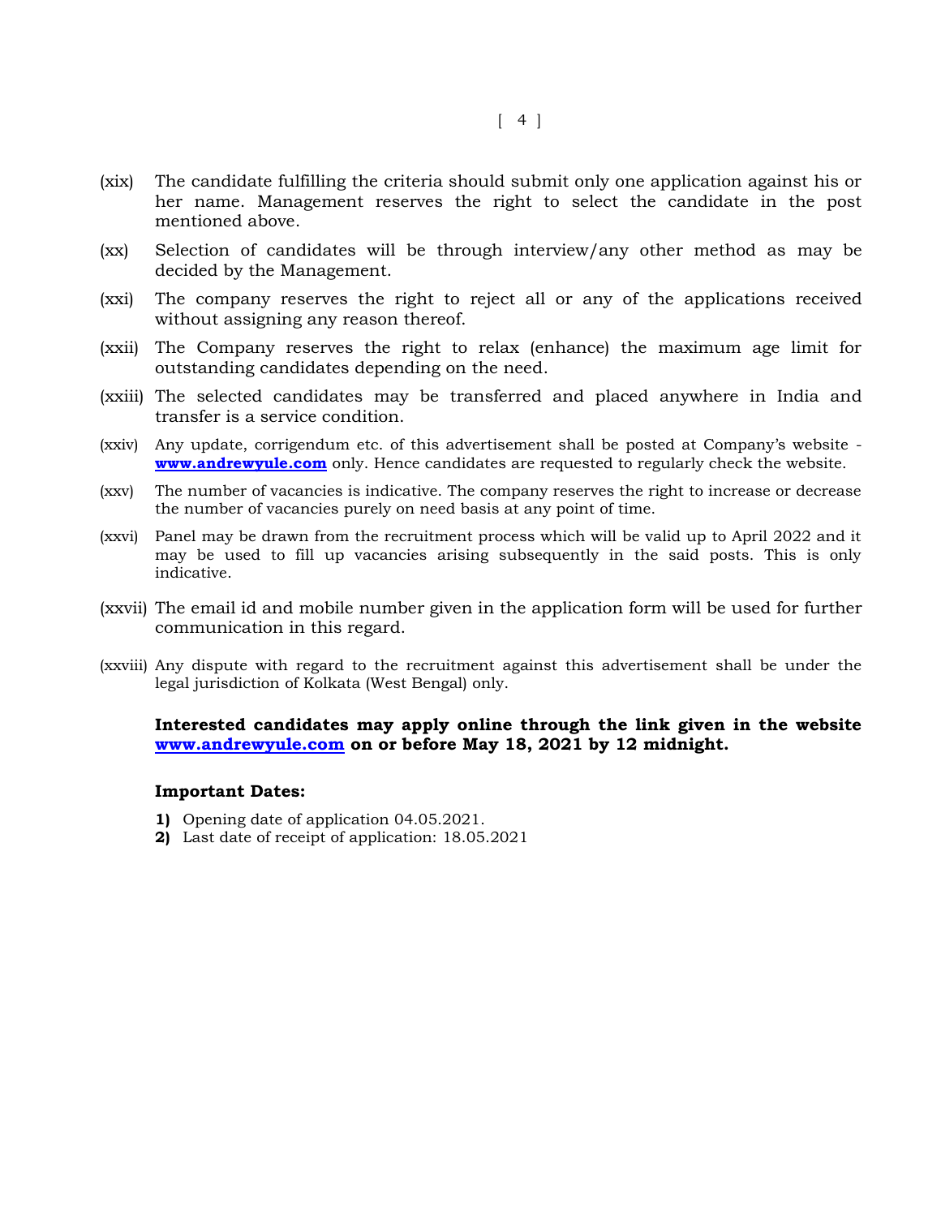(xix) The candidate fulfilling the criteria should submit only one application against his or her name. Management reserves the right to select the candidate in the post mentioned above.

(xx) Selection of candidates will be through interview/any other method as may be decided by the Management.

(xxi) The company reserves the right to reject all or any of the applications received without assigning any reason thereof.

(xxii) The Company reserves the right to relax (enhance) the maximum age limit for outstanding candidates depending on the need.

(xxiii) The selected candidates may be transferred and placed anywhere in India and transfer is a service condition.

(xxiv) Any update, corrigendum etc. of this advertisement shall be posted at Company's website - **www.andrewyule.com** only. Hence candidates are requested to regularly check the website.

(xxv) The number of vacancies is indicative. The company reserves the right to increase or decrease the number of vacancies purely on need basis at any point of time.

(xxvi) Panel may be drawn from the recruitment process which will be valid up to April 2022 and it may be used to fill up vacancies arising subsequently in the said posts. This is only indicative.

(xxvii) The email id and mobile number given in the application form will be used for further communication in this regard.

(xxviii) Any dispute with regard to the recruitment against this advertisement shall be under the legal jurisdiction of Kolkata (West Bengal) only.

**Interested candidates may apply online through the link given in the website www.andrewyule.com on or before May 18, 2021 by 12 midnight.**

**Important Dates:**

1) Opening date of application 04.05.2021.
2) Last date of receipt of application: 18.05.2021